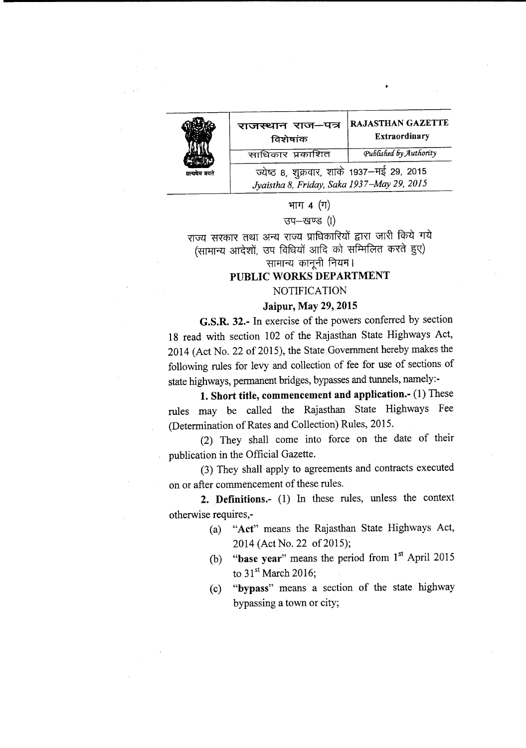| | राजस्थान राज–पत्र<br>विशेषांक | RAJASTHAN GAZETTE<br>**Extraordinary** |
|---|---|---|
| सत्यमेव जयते | साधिकार प्रकाशित | *Published by Authority* |
| | ज्येष्ठ 8, शुक्रवार, शाके 1937–मई 29, 2015<br>*Jyaistha 8, Friday, Saka 1937–May 29, 2015* | |

भाग 4 (ग)

उप–खण्ड (I)

राज्य सरकार तथा अन्य राज्य प्राधिकारियों द्वारा जारी किये गये (सामान्य आदेशों, उप विधियों आदि को सम्मिलित करते हुए) सामान्य कानूनी नियम।

**PUBLIC WORKS DEPARTMENT**

NOTIFICATION

**Jaipur, May 29, 2015**

**G.S.R. 32.-** In exercise of the powers conferred by section 18 read with section 102 of the Rajasthan State Highways Act, 2014 (Act No. 22 of 2015), the State Government hereby makes the following rules for levy and collection of fee for use of sections of state highways, permanent bridges, bypasses and tunnels, namely:-

**1. Short title, commencement and application.-** (1) These rules may be called the Rajasthan State Highways Fee (Determination of Rates and Collection) Rules, 2015.

(2) They shall come into force on the date of their publication in the Official Gazette.

(3) They shall apply to agreements and contracts executed on or after commencement of these rules.

**2. Definitions.-** (1) In these rules, unless the context otherwise requires,-

(a) "**Act**" means the Rajasthan State Highways Act, 2014 (Act No. 22 of 2015);

(b) "**base year**" means the period from 1st April 2015 to 31st March 2016;

(c) "**bypass**" means a section of the state highway bypassing a town or city;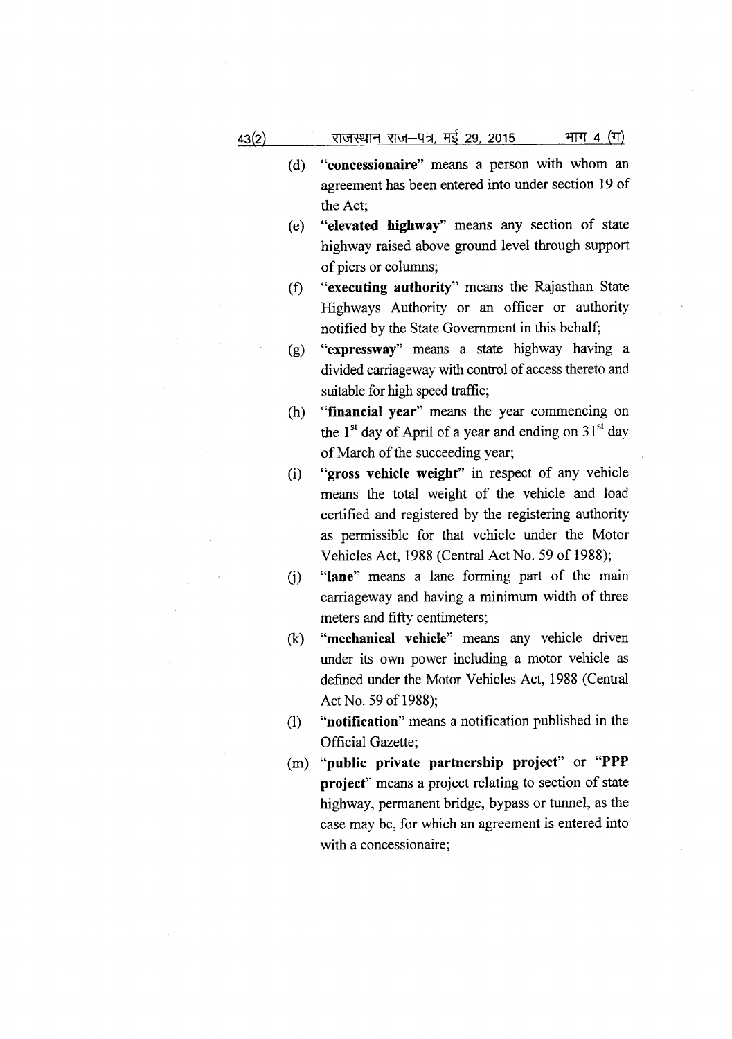(d) "**concessionaire**" means a person with whom an agreement has been entered into under section 19 of the Act;

(e) "**elevated highway**" means any section of state highway raised above ground level through support of piers or columns;

(f) "**executing authority**" means the Rajasthan State Highways Authority or an officer or authority notified by the State Government in this behalf;

(g) "**expressway**" means a state highway having a divided carriageway with control of access thereto and suitable for high speed traffic;

(h) "**financial year**" means the year commencing on the 1st day of April of a year and ending on 31st day of March of the succeeding year;

(i) "**gross vehicle weight**" in respect of any vehicle means the total weight of the vehicle and load certified and registered by the registering authority as permissible for that vehicle under the Motor Vehicles Act, 1988 (Central Act No. 59 of 1988);

(j) "**lane**" means a lane forming part of the main carriageway and having a minimum width of three meters and fifty centimeters;

(k) "**mechanical vehicle**" means any vehicle driven under its own power including a motor vehicle as defined under the Motor Vehicles Act, 1988 (Central Act No. 59 of 1988);

(l) "**notification**" means a notification published in the Official Gazette;

(m) "**public private partnership project**" or "**PPP project**" means a project relating to section of state highway, permanent bridge, bypass or tunnel, as the case may be, for which an agreement is entered into with a concessionaire;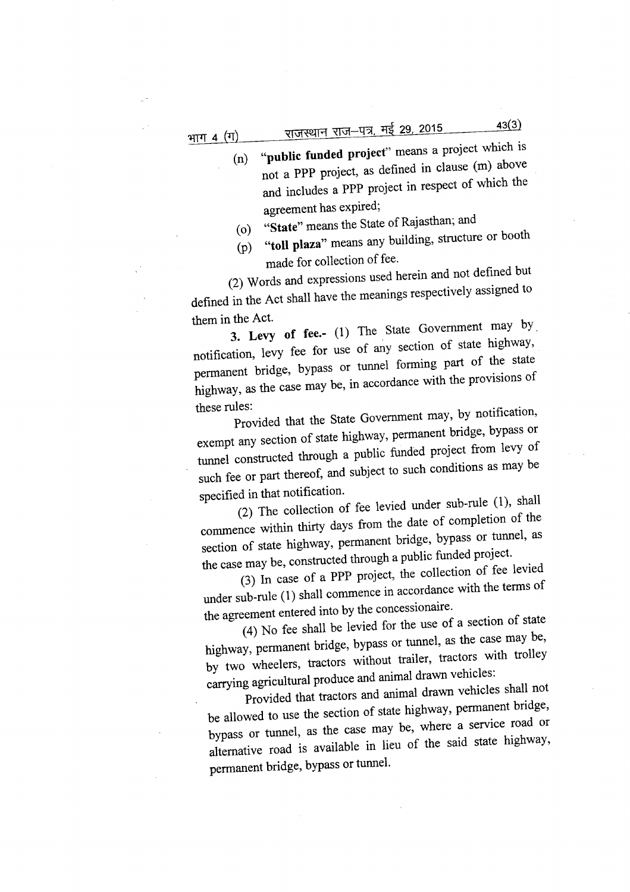(n) "**public funded project**" means a project which is not a PPP project, as defined in clause (m) above and includes a PPP project in respect of which the agreement has expired;

(o) "**State**" means the State of Rajasthan; and

(p) "**toll plaza**" means any building, structure or booth made for collection of fee.

(2) Words and expressions used herein and not defined but defined in the Act shall have the meanings respectively assigned to them in the Act.

**3. Levy of fee.-** (1) The State Government may by notification, levy fee for use of any section of state highway, permanent bridge, bypass or tunnel forming part of the state highway, as the case may be, in accordance with the provisions of these rules:

Provided that the State Government may, by notification, exempt any section of state highway, permanent bridge, bypass or tunnel constructed through a public funded project from levy of such fee or part thereof, and subject to such conditions as may be specified in that notification.

(2) The collection of fee levied under sub-rule (1), shall commence within thirty days from the date of completion of the section of state highway, permanent bridge, bypass or tunnel, as the case may be, constructed through a public funded project.

(3) In case of a PPP project, the collection of fee levied under sub-rule (1) shall commence in accordance with the terms of the agreement entered into by the concessionaire.

(4) No fee shall be levied for the use of a section of state highway, permanent bridge, bypass or tunnel, as the case may be, by two wheelers, tractors without trailer, tractors with trolley carrying agricultural produce and animal drawn vehicles:

Provided that tractors and animal drawn vehicles shall not be allowed to use the section of state highway, permanent bridge, bypass or tunnel, as the case may be, where a service road or alternative road is available in lieu of the said state highway, permanent bridge, bypass or tunnel.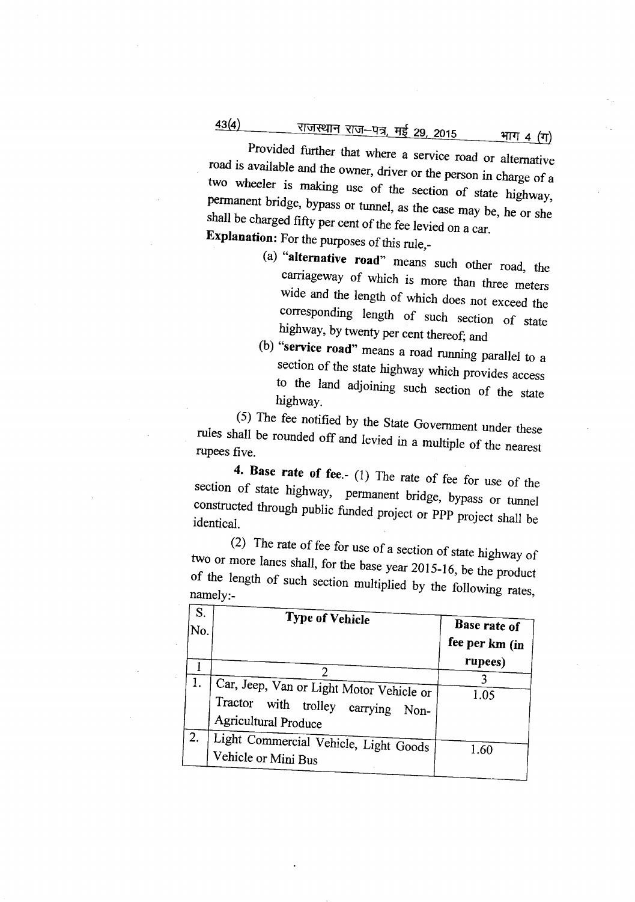Provided further that where a service road or alternative road is available and the owner, driver or the person in charge of a two wheeler is making use of the section of state highway, permanent bridge, bypass or tunnel, as the case may be, he or she shall be charged fifty per cent of the fee levied on a car.

**Explanation:** For the purposes of this rule,-

(a) "**alternative road**" means such other road, the carriageway of which is more than three meters wide and the length of which does not exceed the corresponding length of such section of state highway, by twenty per cent thereof; and

(b) "**service road**" means a road running parallel to a section of the state highway which provides access to the land adjoining such section of the state highway.

(5) The fee notified by the State Government under these rules shall be rounded off and levied in a multiple of the nearest rupees five.

**4. Base rate of fee.**- (1) The rate of fee for use of the section of state highway, permanent bridge, bypass or tunnel constructed through public funded project or PPP project shall be identical.

(2) The rate of fee for use of a section of state highway of two or more lanes shall, for the base year 2015-16, be the product of the length of such section multiplied by the following rates, namely:-

| S. No. | Type of Vehicle | Base rate of fee per km (in rupees) |
|---|---|---|
| 1 | 2 | 3 |
| 1. | Car, Jeep, Van or Light Motor Vehicle or Tractor with trolley carrying Non-Agricultural Produce | 1.05 |
| 2. | Light Commercial Vehicle, Light Goods Vehicle or Mini Bus | 1.60 |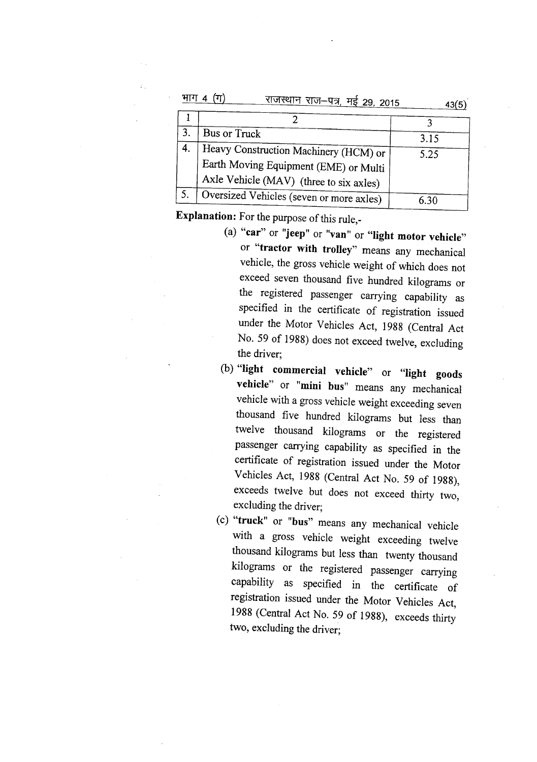| 1 | 2 | 3 |
|---|---|---|
| 3. | Bus or Truck | 3.15 |
| 4. | Heavy Construction Machinery (HCM) or Earth Moving Equipment (EME) or Multi Axle Vehicle (MAV) (three to six axles) | 5.25 |
| 5. | Oversized Vehicles (seven or more axles) | 6.30 |

**Explanation:** For the purpose of this rule,-

(a) "**car**" or "**jeep**" or "**van**" or "**light motor vehicle**" or "**tractor with trolley**" means any mechanical vehicle, the gross vehicle weight of which does not exceed seven thousand five hundred kilograms or the registered passenger carrying capability as specified in the certificate of registration issued under the Motor Vehicles Act, 1988 (Central Act No. 59 of 1988) does not exceed twelve, excluding the driver;

(b) "**light commercial vehicle**" or "**light goods vehicle**" or "**mini bus**" means any mechanical vehicle with a gross vehicle weight exceeding seven thousand five hundred kilograms but less than twelve thousand kilograms or the registered passenger carrying capability as specified in the certificate of registration issued under the Motor Vehicles Act, 1988 (Central Act No. 59 of 1988), exceeds twelve but does not exceed thirty two, excluding the driver;

(c) "**truck**" or "**bus**" means any mechanical vehicle with a gross vehicle weight exceeding twelve thousand kilograms but less than twenty thousand kilograms or the registered passenger carrying capability as specified in the certificate of registration issued under the Motor Vehicles Act, 1988 (Central Act No. 59 of 1988), exceeds thirty two, excluding the driver;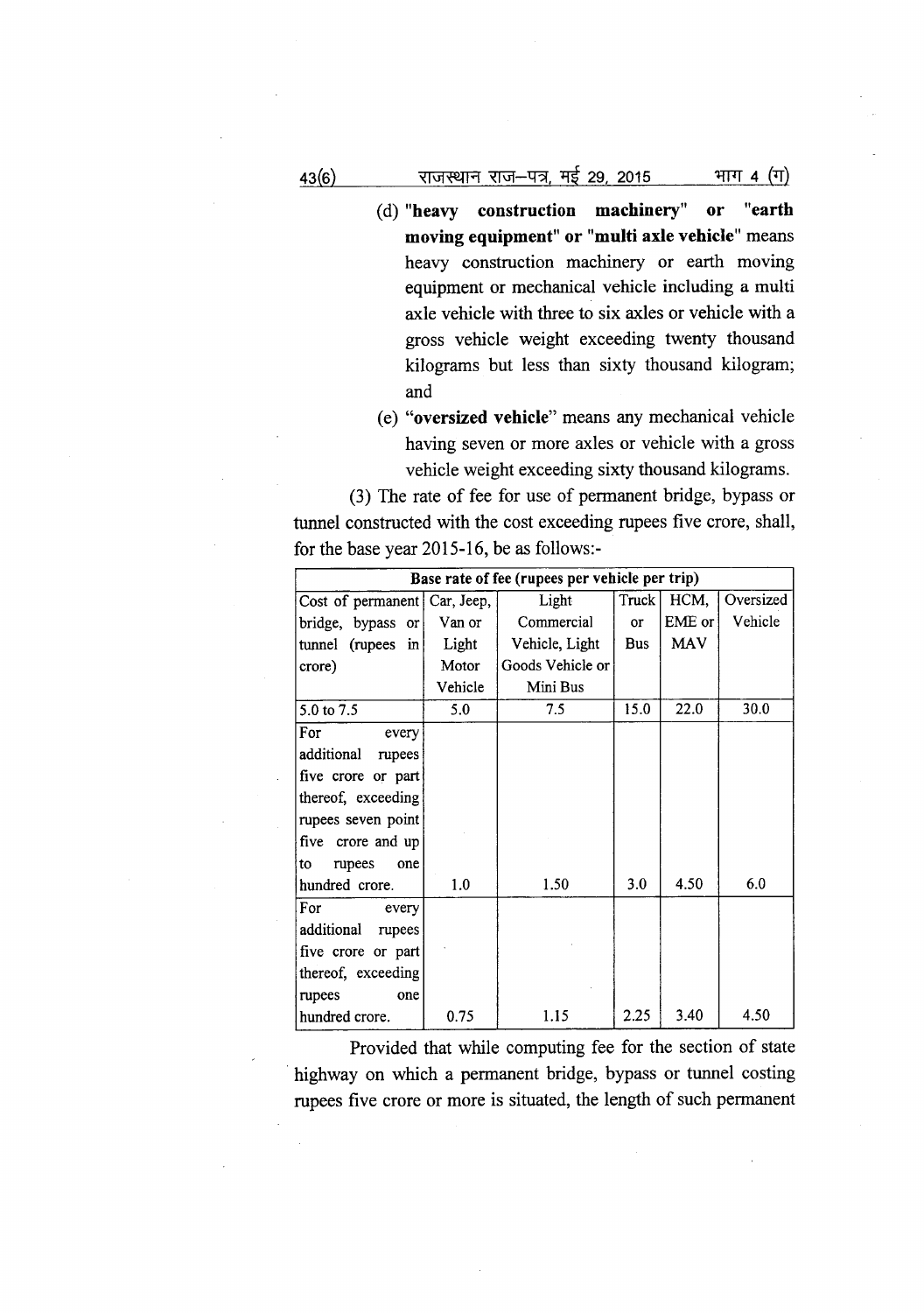(d) "**heavy construction machinery**" or "**earth moving equipment**" or "**multi axle vehicle**" means heavy construction machinery or earth moving equipment or mechanical vehicle including a multi axle vehicle with three to six axles or vehicle with a gross vehicle weight exceeding twenty thousand kilograms but less than sixty thousand kilogram; and

(e) "**oversized vehicle**" means any mechanical vehicle having seven or more axles or vehicle with a gross vehicle weight exceeding sixty thousand kilograms.

(3) The rate of fee for use of permanent bridge, bypass or tunnel constructed with the cost exceeding rupees five crore, shall, for the base year 2015-16, be as follows:-

| Base rate of fee (rupees per vehicle per trip) | | | | | |
|---|---|---|---|---|---|
| Cost of permanent bridge, bypass or tunnel (rupees in crore) | Car, Jeep, Van or Light Motor Vehicle | Light Commercial Vehicle, Light Goods Vehicle or Mini Bus | Truck or Bus | HCM, EME or MAV | Oversized Vehicle |
| 5.0 to 7.5 | 5.0 | 7.5 | 15.0 | 22.0 | 30.0 |
| For every additional rupees five crore or part thereof, exceeding rupees seven point five crore and up to rupees one hundred crore. | 1.0 | 1.50 | 3.0 | 4.50 | 6.0 |
| For every additional rupees five crore or part thereof, exceeding rupees one hundred crore. | 0.75 | 1.15 | 2.25 | 3.40 | 4.50 |

Provided that while computing fee for the section of state highway on which a permanent bridge, bypass or tunnel costing rupees five crore or more is situated, the length of such permanent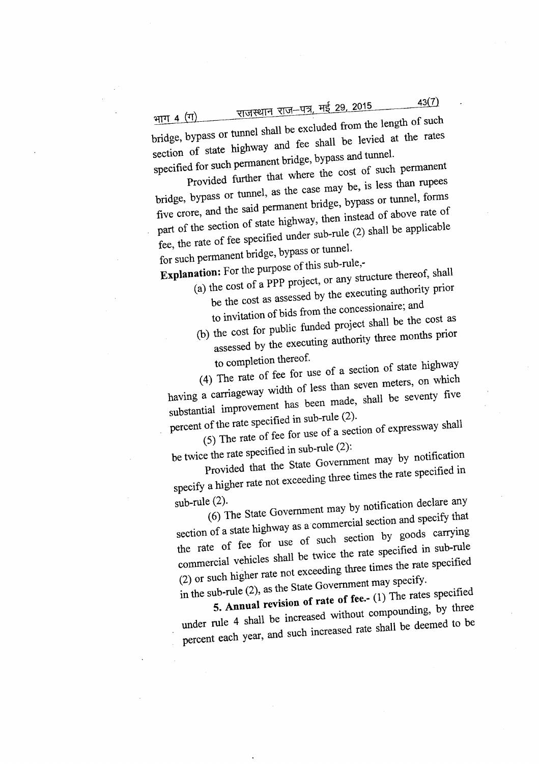bridge, bypass or tunnel shall be excluded from the length of such section of state highway and fee shall be levied at the rates specified for such permanent bridge, bypass and tunnel.

Provided further that where the cost of such permanent bridge, bypass or tunnel, as the case may be, is less than rupees five crore, and the said permanent bridge, bypass or tunnel, forms part of the section of state highway, then instead of above rate of fee, the rate of fee specified under sub-rule (2) shall be applicable for such permanent bridge, bypass or tunnel.

**Explanation:** For the purpose of this sub-rule,-

(a) the cost of a PPP project, or any structure thereof, shall be the cost as assessed by the executing authority prior to invitation of bids from the concessionaire; and

(b) the cost for public funded project shall be the cost as assessed by the executing authority three months prior to completion thereof.

(4) The rate of fee for use of a section of state highway having a carriageway width of less than seven meters, on which substantial improvement has been made, shall be seventy five percent of the rate specified in sub-rule (2).

(5) The rate of fee for use of a section of expressway shall be twice the rate specified in sub-rule (2):

Provided that the State Government may by notification specify a higher rate not exceeding three times the rate specified in sub-rule (2).

(6) The State Government may by notification declare any section of a state highway as a commercial section and specify that the rate of fee for use of such section by goods carrying commercial vehicles shall be twice the rate specified in sub-rule (2) or such higher rate not exceeding three times the rate specified in the sub-rule (2), as the State Government may specify.

**5. Annual revision of rate of fee.-** (1) The rates specified under rule 4 shall be increased without compounding, by three percent each year, and such increased rate shall be deemed to be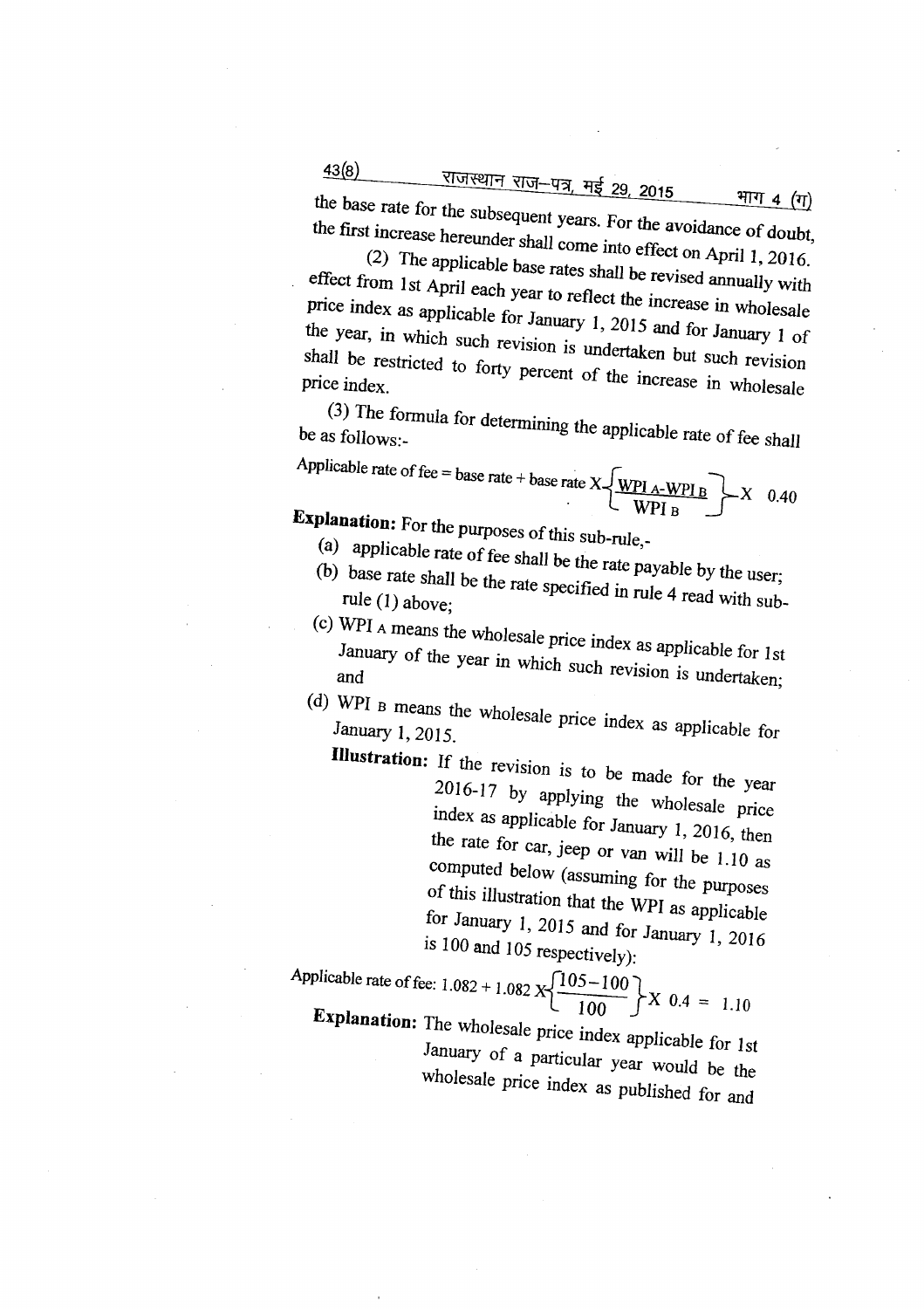the base rate for the subsequent years. For the avoidance of doubt, the first increase hereunder shall come into effect on April 1, 2016.

(2) The applicable base rates shall be revised annually with effect from 1st April each year to reflect the increase in wholesale price index as applicable for January 1, 2015 and for January 1 of the year, in which such revision is undertaken but such revision shall be restricted to forty percent of the increase in wholesale price index.

(3) The formula for determining the applicable rate of fee shall be as follows:-

$$\text{Applicable rate of fee} = \text{base rate} + \text{base rate} \times \left\{ \frac{WPI_A - WPI_B}{WPI_B} \right\} \times 0.40$$

**Explanation:** For the purposes of this sub-rule,-

(a) applicable rate of fee shall be the rate payable by the user;

(b) base rate shall be the rate specified in rule 4 read with sub-rule (1) above;

(c) $WPI_A$ means the wholesale price index as applicable for 1st January of the year in which such revision is undertaken; and

(d) $WPI_B$ means the wholesale price index as applicable for January 1, 2015.

**Illustration:** If the revision is to be made for the year 2016-17 by applying the wholesale price index as applicable for January 1, 2016, then the rate for car, jeep or van will be 1.10 as computed below (assuming for the purposes of this illustration that the WPI as applicable for January 1, 2015 and for January 1, 2016 is 100 and 105 respectively):

$$\text{Applicable rate of fee: } 1.082 + 1.082 \times \left\{ \frac{105-100}{100} \right\} \times 0.4 = 1.10$$

**Explanation:** The wholesale price index applicable for 1st January of a particular year would be the wholesale price index as published for and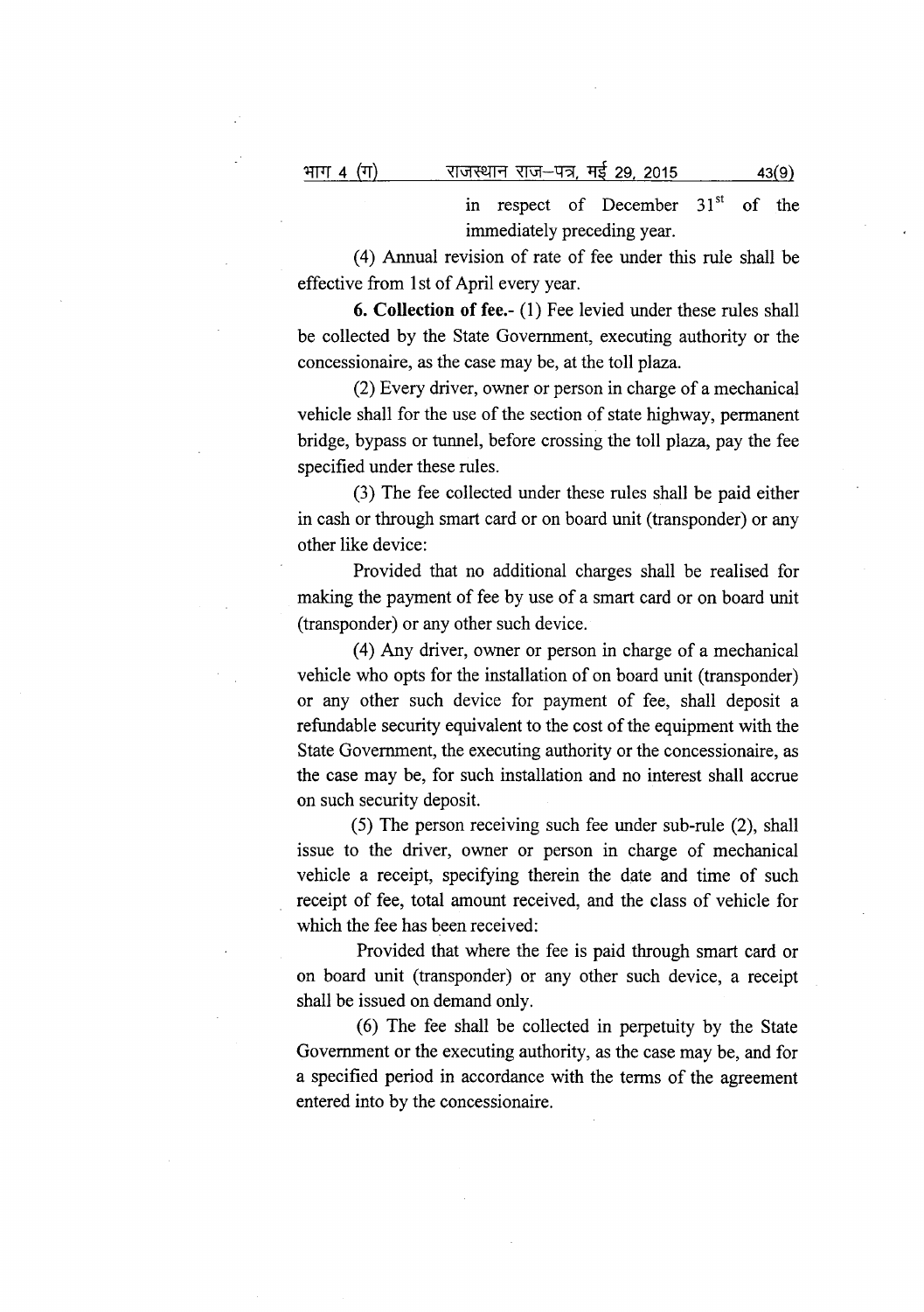in respect of December 31st of the immediately preceding year.

(4) Annual revision of rate of fee under this rule shall be effective from 1st of April every year.

**6. Collection of fee.-** (1) Fee levied under these rules shall be collected by the State Government, executing authority or the concessionaire, as the case may be, at the toll plaza.

(2) Every driver, owner or person in charge of a mechanical vehicle shall for the use of the section of state highway, permanent bridge, bypass or tunnel, before crossing the toll plaza, pay the fee specified under these rules.

(3) The fee collected under these rules shall be paid either in cash or through smart card or on board unit (transponder) or any other like device:

Provided that no additional charges shall be realised for making the payment of fee by use of a smart card or on board unit (transponder) or any other such device.

(4) Any driver, owner or person in charge of a mechanical vehicle who opts for the installation of on board unit (transponder) or any other such device for payment of fee, shall deposit a refundable security equivalent to the cost of the equipment with the State Government, the executing authority or the concessionaire, as the case may be, for such installation and no interest shall accrue on such security deposit.

(5) The person receiving such fee under sub-rule (2), shall issue to the driver, owner or person in charge of mechanical vehicle a receipt, specifying therein the date and time of such receipt of fee, total amount received, and the class of vehicle for which the fee has been received:

Provided that where the fee is paid through smart card or on board unit (transponder) or any other such device, a receipt shall be issued on demand only.

(6) The fee shall be collected in perpetuity by the State Government or the executing authority, as the case may be, and for a specified period in accordance with the terms of the agreement entered into by the concessionaire.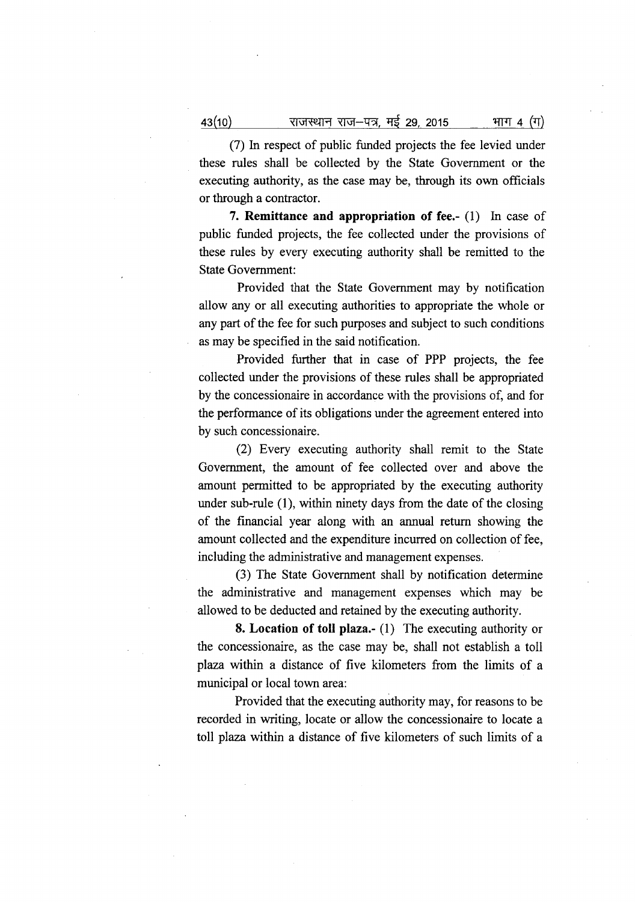(7) In respect of public funded projects the fee levied under these rules shall be collected by the State Government or the executing authority, as the case may be, through its own officials or through a contractor.

**7. Remittance and appropriation of fee.-** (1) In case of public funded projects, the fee collected under the provisions of these rules by every executing authority shall be remitted to the State Government:

Provided that the State Government may by notification allow any or all executing authorities to appropriate the whole or any part of the fee for such purposes and subject to such conditions as may be specified in the said notification.

Provided further that in case of PPP projects, the fee collected under the provisions of these rules shall be appropriated by the concessionaire in accordance with the provisions of, and for the performance of its obligations under the agreement entered into by such concessionaire.

(2) Every executing authority shall remit to the State Government, the amount of fee collected over and above the amount permitted to be appropriated by the executing authority under sub-rule (1), within ninety days from the date of the closing of the financial year along with an annual return showing the amount collected and the expenditure incurred on collection of fee, including the administrative and management expenses.

(3) The State Government shall by notification determine the administrative and management expenses which may be allowed to be deducted and retained by the executing authority.

**8. Location of toll plaza.-** (1) The executing authority or the concessionaire, as the case may be, shall not establish a toll plaza within a distance of five kilometers from the limits of a municipal or local town area:

Provided that the executing authority may, for reasons to be recorded in writing, locate or allow the concessionaire to locate a toll plaza within a distance of five kilometers of such limits of a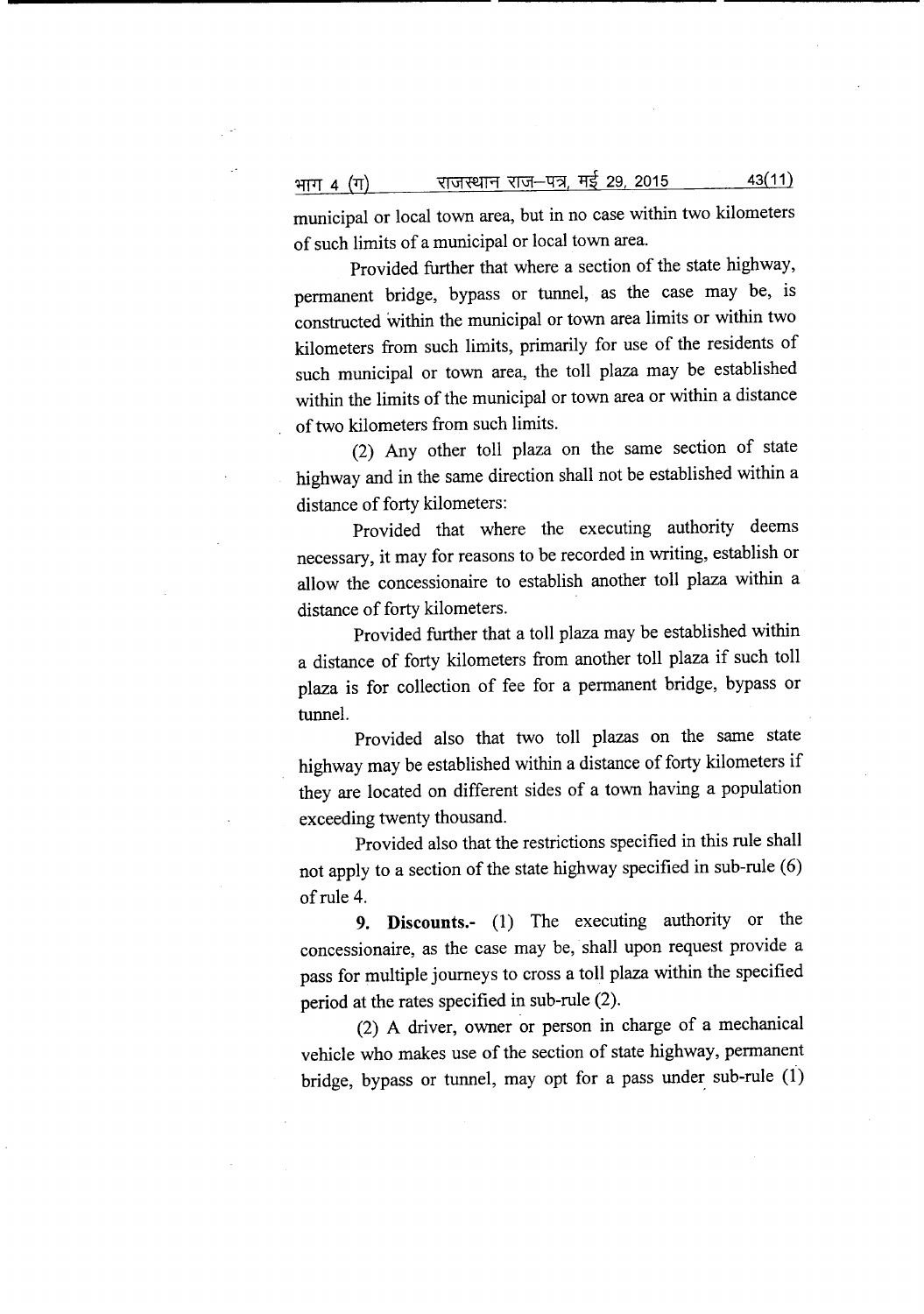municipal or local town area, but in no case within two kilometers of such limits of a municipal or local town area.

Provided further that where a section of the state highway, permanent bridge, bypass or tunnel, as the case may be, is constructed within the municipal or town area limits or within two kilometers from such limits, primarily for use of the residents of such municipal or town area, the toll plaza may be established within the limits of the municipal or town area or within a distance of two kilometers from such limits.

(2) Any other toll plaza on the same section of state highway and in the same direction shall not be established within a distance of forty kilometers:

Provided that where the executing authority deems necessary, it may for reasons to be recorded in writing, establish or allow the concessionaire to establish another toll plaza within a distance of forty kilometers.

Provided further that a toll plaza may be established within a distance of forty kilometers from another toll plaza if such toll plaza is for collection of fee for a permanent bridge, bypass or tunnel.

Provided also that two toll plazas on the same state highway may be established within a distance of forty kilometers if they are located on different sides of a town having a population exceeding twenty thousand.

Provided also that the restrictions specified in this rule shall not apply to a section of the state highway specified in sub-rule (6) of rule 4.

**9. Discounts.-** (1) The executing authority or the concessionaire, as the case may be, shall upon request provide a pass for multiple journeys to cross a toll plaza within the specified period at the rates specified in sub-rule (2).

(2) A driver, owner or person in charge of a mechanical vehicle who makes use of the section of state highway, permanent bridge, bypass or tunnel, may opt for a pass under sub-rule (1)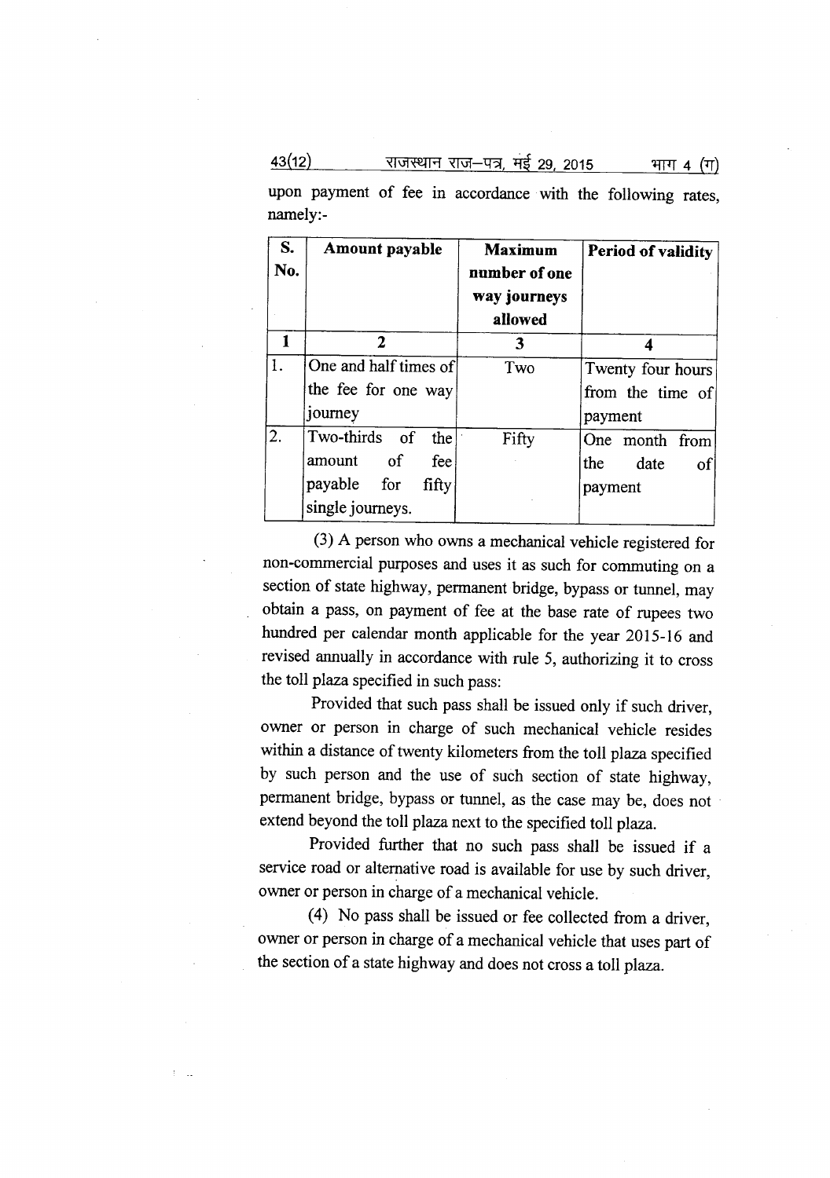upon payment of fee in accordance with the following rates, namely:-

| S. No. | Amount payable | Maximum number of one way journeys allowed | Period of validity |
|---|---|---|---|
| 1 | 2 | 3 | 4 |
| 1. | One and half times of the fee for one way journey | Two | Twenty four hours from the time of payment |
| 2. | Two-thirds of the amount of fee payable for fifty single journeys. | Fifty | One month from the date of payment |

(3) A person who owns a mechanical vehicle registered for non-commercial purposes and uses it as such for commuting on a section of state highway, permanent bridge, bypass or tunnel, may obtain a pass, on payment of fee at the base rate of rupees two hundred per calendar month applicable for the year 2015-16 and revised annually in accordance with rule 5, authorizing it to cross the toll plaza specified in such pass:

Provided that such pass shall be issued only if such driver, owner or person in charge of such mechanical vehicle resides within a distance of twenty kilometers from the toll plaza specified by such person and the use of such section of state highway, permanent bridge, bypass or tunnel, as the case may be, does not extend beyond the toll plaza next to the specified toll plaza.

Provided further that no such pass shall be issued if a service road or alternative road is available for use by such driver, owner or person in charge of a mechanical vehicle.

(4) No pass shall be issued or fee collected from a driver, owner or person in charge of a mechanical vehicle that uses part of the section of a state highway and does not cross a toll plaza.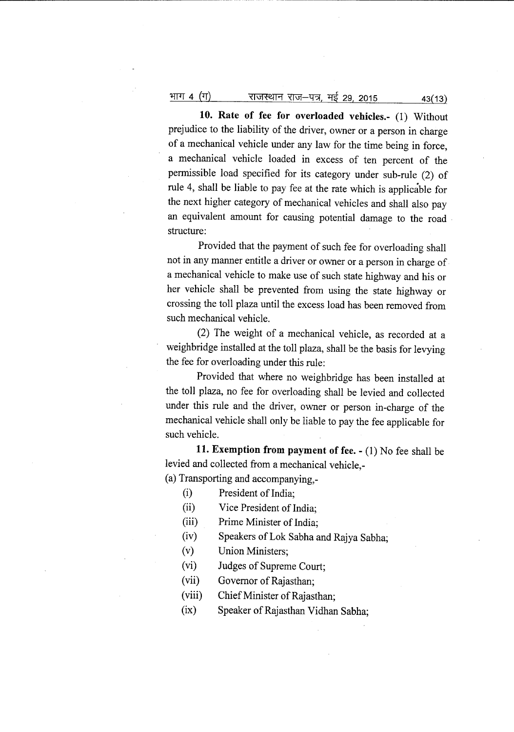**10. Rate of fee for overloaded vehicles.-** (1) Without prejudice to the liability of the driver, owner or a person in charge of a mechanical vehicle under any law for the time being in force, a mechanical vehicle loaded in excess of ten percent of the permissible load specified for its category under sub-rule (2) of rule 4, shall be liable to pay fee at the rate which is applicable for the next higher category of mechanical vehicles and shall also pay an equivalent amount for causing potential damage to the road structure:

Provided that the payment of such fee for overloading shall not in any manner entitle a driver or owner or a person in charge of a mechanical vehicle to make use of such state highway and his or her vehicle shall be prevented from using the state highway or crossing the toll plaza until the excess load has been removed from such mechanical vehicle.

(2) The weight of a mechanical vehicle, as recorded at a weighbridge installed at the toll plaza, shall be the basis for levying the fee for overloading under this rule:

Provided that where no weighbridge has been installed at the toll plaza, no fee for overloading shall be levied and collected under this rule and the driver, owner or person in-charge of the mechanical vehicle shall only be liable to pay the fee applicable for such vehicle.

**11. Exemption from payment of fee. -** (1) No fee shall be levied and collected from a mechanical vehicle,-

(a) Transporting and accompanying,-

- (i) President of India;
- (ii) Vice President of India;
- (iii) Prime Minister of India;
- (iv) Speakers of Lok Sabha and Rajya Sabha;
- (v) Union Ministers;
- (vi) Judges of Supreme Court;
- (vii) Governor of Rajasthan;
- (viii) Chief Minister of Rajasthan;
- (ix) Speaker of Rajasthan Vidhan Sabha;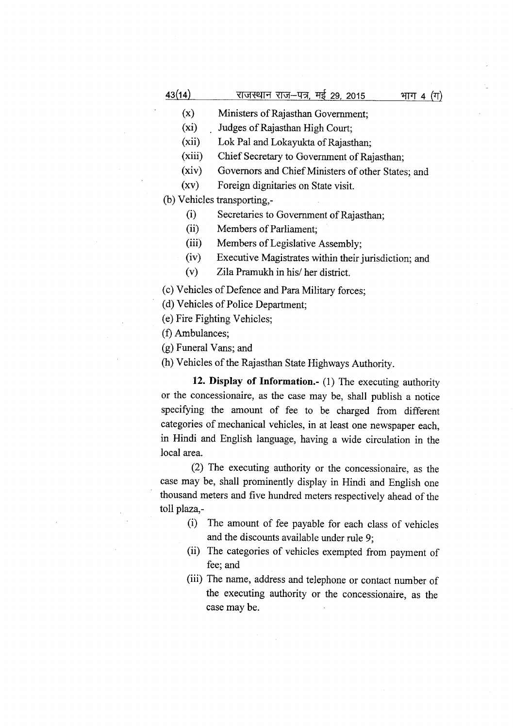(x) Ministers of Rajasthan Government;

(xi) Judges of Rajasthan High Court;

(xii) Lok Pal and Lokayukta of Rajasthan;

(xiii) Chief Secretary to Government of Rajasthan;

(xiv) Governors and Chief Ministers of other States; and

(xv) Foreign dignitaries on State visit.

(b) Vehicles transporting,-

(i) Secretaries to Government of Rajasthan;

(ii) Members of Parliament;

(iii) Members of Legislative Assembly;

(iv) Executive Magistrates within their jurisdiction; and

(v) Zila Pramukh in his/ her district.

(c) Vehicles of Defence and Para Military forces;

(d) Vehicles of Police Department;

(e) Fire Fighting Vehicles;

(f) Ambulances;

(g) Funeral Vans; and

(h) Vehicles of the Rajasthan State Highways Authority.

**12. Display of Information.-** (1) The executing authority or the concessionaire, as the case may be, shall publish a notice specifying the amount of fee to be charged from different categories of mechanical vehicles, in at least one newspaper each, in Hindi and English language, having a wide circulation in the local area.

(2) The executing authority or the concessionaire, as the case may be, shall prominently display in Hindi and English one thousand meters and five hundred meters respectively ahead of the toll plaza,-

(i) The amount of fee payable for each class of vehicles and the discounts available under rule 9;

(ii) The categories of vehicles exempted from payment of fee; and

(iii) The name, address and telephone or contact number of the executing authority or the concessionaire, as the case may be.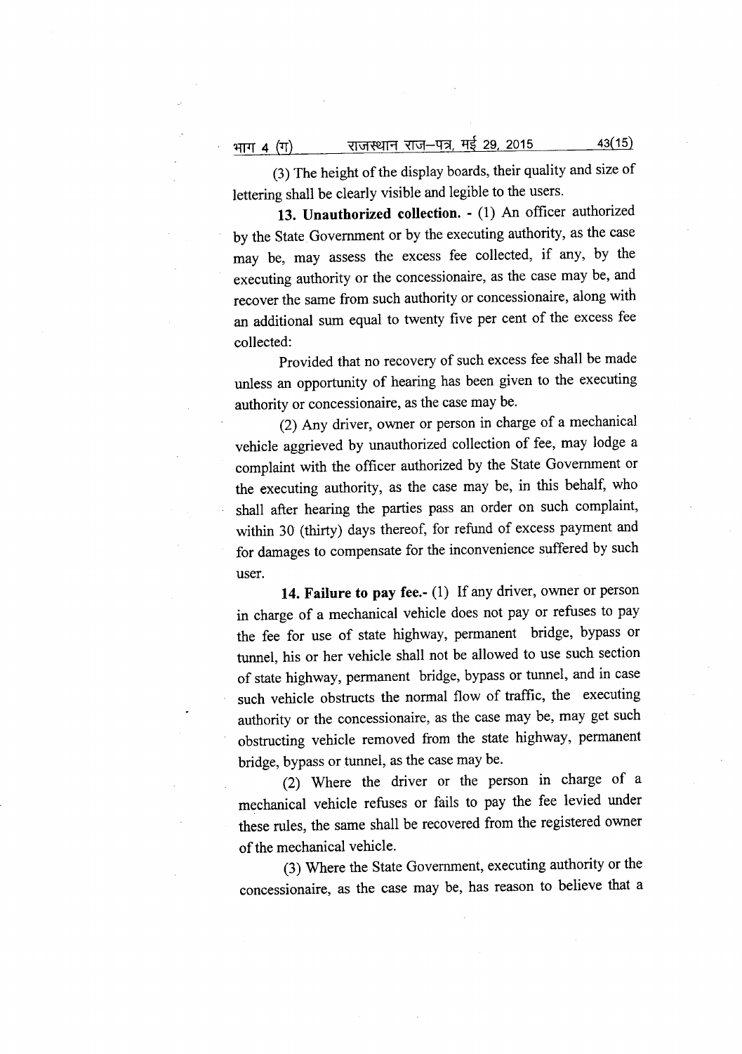(3) The height of the display boards, their quality and size of lettering shall be clearly visible and legible to the users.

**13. Unauthorized collection.** - (1) An officer authorized by the State Government or by the executing authority, as the case may be, may assess the excess fee collected, if any, by the executing authority or the concessionaire, as the case may be, and recover the same from such authority or concessionaire, along with an additional sum equal to twenty five per cent of the excess fee collected:

Provided that no recovery of such excess fee shall be made unless an opportunity of hearing has been given to the executing authority or concessionaire, as the case may be.

(2) Any driver, owner or person in charge of a mechanical vehicle aggrieved by unauthorized collection of fee, may lodge a complaint with the officer authorized by the State Government or the executing authority, as the case may be, in this behalf, who shall after hearing the parties pass an order on such complaint, within 30 (thirty) days thereof, for refund of excess payment and for damages to compensate for the inconvenience suffered by such user.

**14. Failure to pay fee.**- (1) If any driver, owner or person in charge of a mechanical vehicle does not pay or refuses to pay the fee for use of state highway, permanent bridge, bypass or tunnel, his or her vehicle shall not be allowed to use such section of state highway, permanent bridge, bypass or tunnel, and in case such vehicle obstructs the normal flow of traffic, the executing authority or the concessionaire, as the case may be, may get such obstructing vehicle removed from the state highway, permanent bridge, bypass or tunnel, as the case may be.

(2) Where the driver or the person in charge of a mechanical vehicle refuses or fails to pay the fee levied under these rules, the same shall be recovered from the registered owner of the mechanical vehicle.

(3) Where the State Government, executing authority or the concessionaire, as the case may be, has reason to believe that a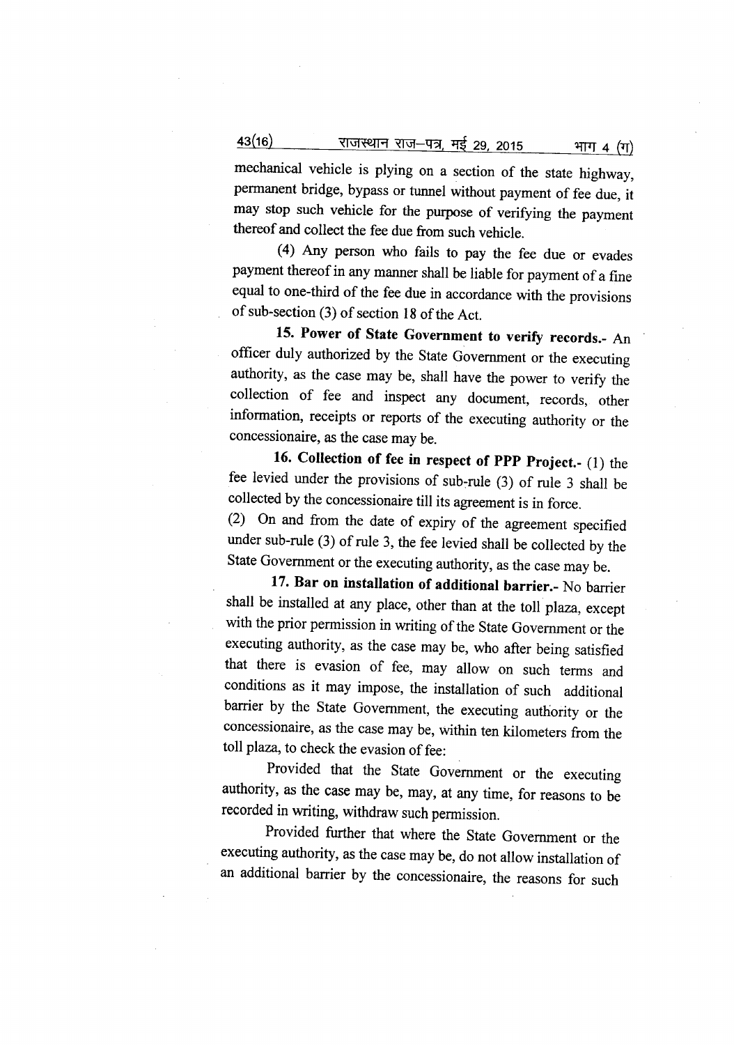mechanical vehicle is plying on a section of the state highway, permanent bridge, bypass or tunnel without payment of fee due, it may stop such vehicle for the purpose of verifying the payment thereof and collect the fee due from such vehicle.

(4) Any person who fails to pay the fee due or evades payment thereof in any manner shall be liable for payment of a fine equal to one-third of the fee due in accordance with the provisions of sub-section (3) of section 18 of the Act.

**15. Power of State Government to verify records.-** An officer duly authorized by the State Government or the executing authority, as the case may be, shall have the power to verify the collection of fee and inspect any document, records, other information, receipts or reports of the executing authority or the concessionaire, as the case may be.

**16. Collection of fee in respect of PPP Project.-** (1) the fee levied under the provisions of sub-rule (3) of rule 3 shall be collected by the concessionaire till its agreement is in force.

(2) On and from the date of expiry of the agreement specified under sub-rule (3) of rule 3, the fee levied shall be collected by the State Government or the executing authority, as the case may be.

**17. Bar on installation of additional barrier.-** No barrier shall be installed at any place, other than at the toll plaza, except with the prior permission in writing of the State Government or the executing authority, as the case may be, who after being satisfied that there is evasion of fee, may allow on such terms and conditions as it may impose, the installation of such additional barrier by the State Government, the executing authority or the concessionaire, as the case may be, within ten kilometers from the toll plaza, to check the evasion of fee:

Provided that the State Government or the executing authority, as the case may be, may, at any time, for reasons to be recorded in writing, withdraw such permission.

Provided further that where the State Government or the executing authority, as the case may be, do not allow installation of an additional barrier by the concessionaire, the reasons for such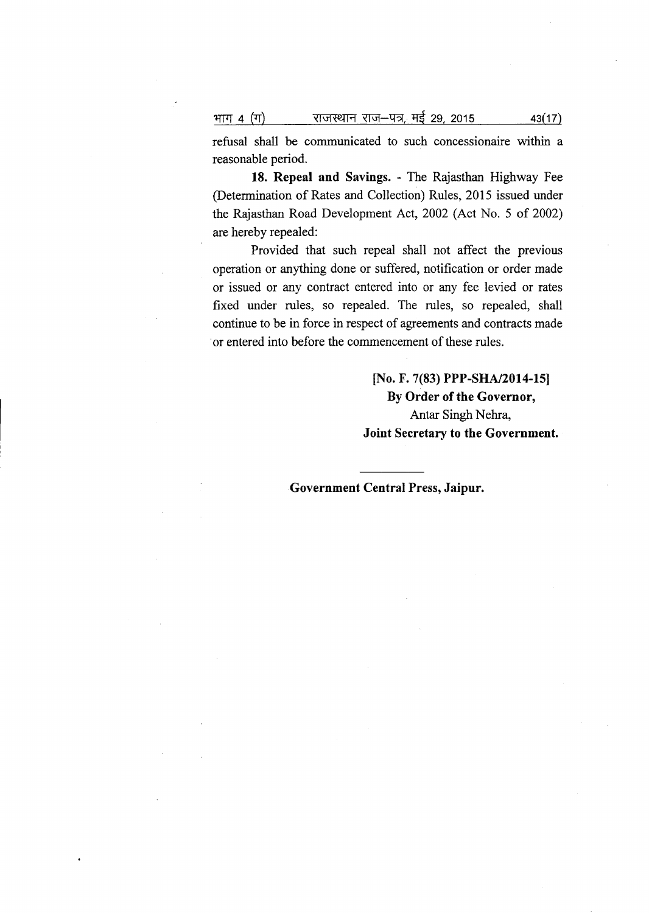refusal shall be communicated to such concessionaire within a reasonable period.

**18. Repeal and Savings.** - The Rajasthan Highway Fee (Determination of Rates and Collection) Rules, 2015 issued under the Rajasthan Road Development Act, 2002 (Act No. 5 of 2002) are hereby repealed:

Provided that such repeal shall not affect the previous operation or anything done or suffered, notification or order made or issued or any contract entered into or any fee levied or rates fixed under rules, so repealed. The rules, so repealed, shall continue to be in force in respect of agreements and contracts made or entered into before the commencement of these rules.

**[No. F. 7(83) PPP-SHA/2014-15]**
**By Order of the Governor,**
Antar Singh Nehra,
**Joint Secretary to the Government.**

---

**Government Central Press, Jaipur.**